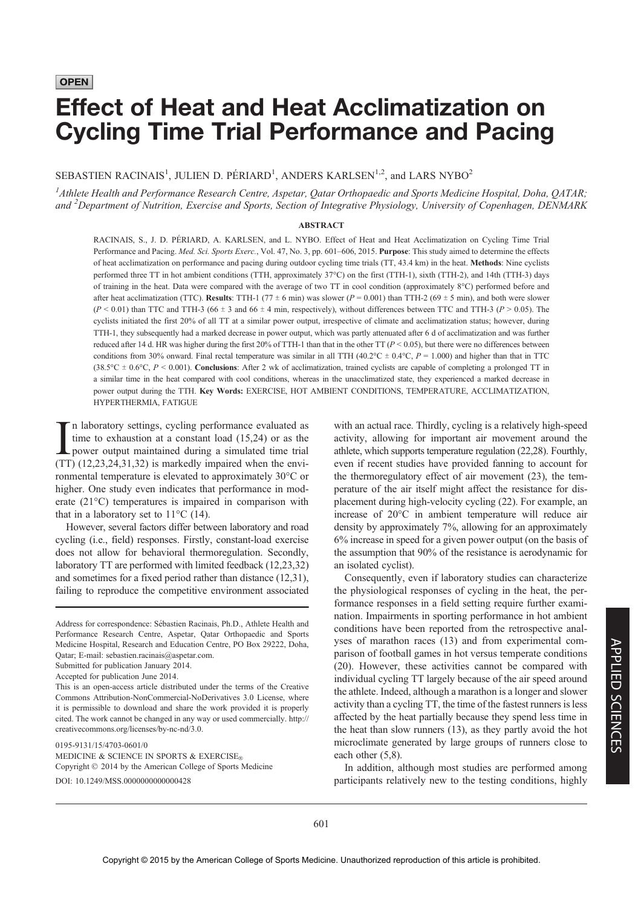OPEN

# Effect of Heat and Heat Acclimatization on Cycling Time Trial Performance and Pacing

SEBASTIEN RACINAIS[1], JULIEN D. PÉRIARD[1], ANDERS KARLSEN[1,2], and LARS NYBO[2]

[1]*Athlete Health and Performance Research Centre, Aspetar, Qatar Orthopaedic and Sports Medicine Hospital, Doha, QATAR;* and [2]*Department of Nutrition, Exercise and Sports, Section of Integrative Physiology, University of Copenhagen, DENMARK*

## ABSTRACT

RACINAIS, S., J. D. PÉRIARD, A. KARLSEN, and L. NYBO. Effect of Heat and Heat Acclimatization on Cycling Time Trial Performance and Pacing. *Med. Sci. Sports Exerc.*, Vol. 47, No. 3, pp. 601–606, 2015. **Purpose**: This study aimed to determine the effects of heat acclimatization on performance and pacing during outdoor cycling time trials (TT, 43.4 km) in the heat. **Methods**: Nine cyclists performed three TT in hot ambient conditions (TTH, approximately 37°C) on the first (TTH-1), sixth (TTH-2), and 14th (TTH-3) days of training in the heat. Data were compared with the average of two TT in cool condition (approximately 8°C) performed before and after heat acclimatization (TTC). **Results**: TTH-1 (77 ± 6 min) was slower ($P = 0.001$) than TTH-2 (69 ± 5 min), and both were slower ($P < 0.01$) than TTC and TTH-3 (66 ± 3 and 66 ± 4 min, respectively), without differences between TTC and TTH-3 ($P > 0.05$). The cyclists initiated the first 20% of all TT at a similar power output, irrespective of climate and acclimatization status; however, during TTH-1, they subsequently had a marked decrease in power output, which was partly attenuated after 6 d of acclimatization and was further reduced after 14 d. HR was higher during the first 20% of TTH-1 than that in the other TT ($P < 0.05$), but there were no differences between conditions from 30% onward. Final rectal temperature was similar in all TTH (40.2°C ± 0.4°C, $P = 1.000$) and higher than that in TTC (38.5°C ± 0.6°C, $P < 0.001$). **Conclusions**: After 2 wk of acclimatization, trained cyclists are capable of completing a prolonged TT in a similar time in the heat compared with cool conditions, whereas in the unacclimatized state, they experienced a marked decrease in power output during the TTH. **Key Words:** EXERCISE, HOT AMBIENT CONDITIONS, TEMPERATURE, ACCLIMATIZATION, HYPERTHERMIA, FATIGUE

In laboratory settings, cycling performance evaluated as time to exhaustion at a constant load (15,24) or as the power output maintained during a simulated time trial (TT) (12,23,24,31,32) is markedly impaired when the environmental temperature is elevated to approximately 30°C or higher. One study even indicates that performance in moderate (21°C) temperatures is impaired in comparison with that in a laboratory set to 11°C (14).

However, several factors differ between laboratory and road cycling (i.e., field) responses. Firstly, constant-load exercise does not allow for behavioral thermoregulation. Secondly, laboratory TT are performed with limited feedback (12,23,32) and sometimes for a fixed period rather than distance (12,31), failing to reproduce the competitive environment associated with an actual race. Thirdly, cycling is a relatively high-speed activity, allowing for important air movement around the athlete, which supports temperature regulation (22,28). Fourthly, even if recent studies have provided fanning to account for the thermoregulatory effect of air movement (23), the temperature of the air itself might affect the resistance for displacement during high-velocity cycling (22). For example, an increase of 20°C in ambient temperature will reduce air density by approximately 7%, allowing for an approximately 6% increase in speed for a given power output (on the basis of the assumption that 90% of the resistance is aerodynamic for an isolated cyclist).

Consequently, even if laboratory studies can characterize the physiological responses of cycling in the heat, the performance responses in a field setting require further examination. Impairments in sporting performance in hot ambient conditions have been reported from the retrospective analyses of marathon races (13) and from experimental comparison of football games in hot versus temperate conditions (20). However, these activities cannot be compared with individual cycling TT largely because of the air speed around the athlete. Indeed, although a marathon is a longer and slower activity than a cycling TT, the time of the fastest runners is less affected by the heat partially because they spend less time in the heat than slow runners (13), as they partly avoid the hot microclimate generated by large groups of runners close to each other (5,8).

In addition, although most studies are performed among participants relatively new to the testing conditions, highly

Address for correspondence: Sébastien Racinais, Ph.D., Athlete Health and Performance Research Centre, Aspetar, Qatar Orthopaedic and Sports Medicine Hospital, Research and Education Centre, PO Box 29222, Doha, Qatar; E-mail: sebastien.racinais@aspetar.com.
Submitted for publication January 2014.
Accepted for publication June 2014.

This is an open-access article distributed under the terms of the Creative Commons Attribution-NonCommercial-NoDerivatives 3.0 License, where it is permissible to download and share the work provided it is properly cited. The work cannot be changed in any way or used commercially. http://creativecommons.org/licenses/by-nc-nd/3.0.

0195-9131/15/4703-0601/0
MEDICINE & SCIENCE IN SPORTS & EXERCISE®
Copyright © 2014 by the American College of Sports Medicine
DOI: 10.1249/MSS.0000000000000428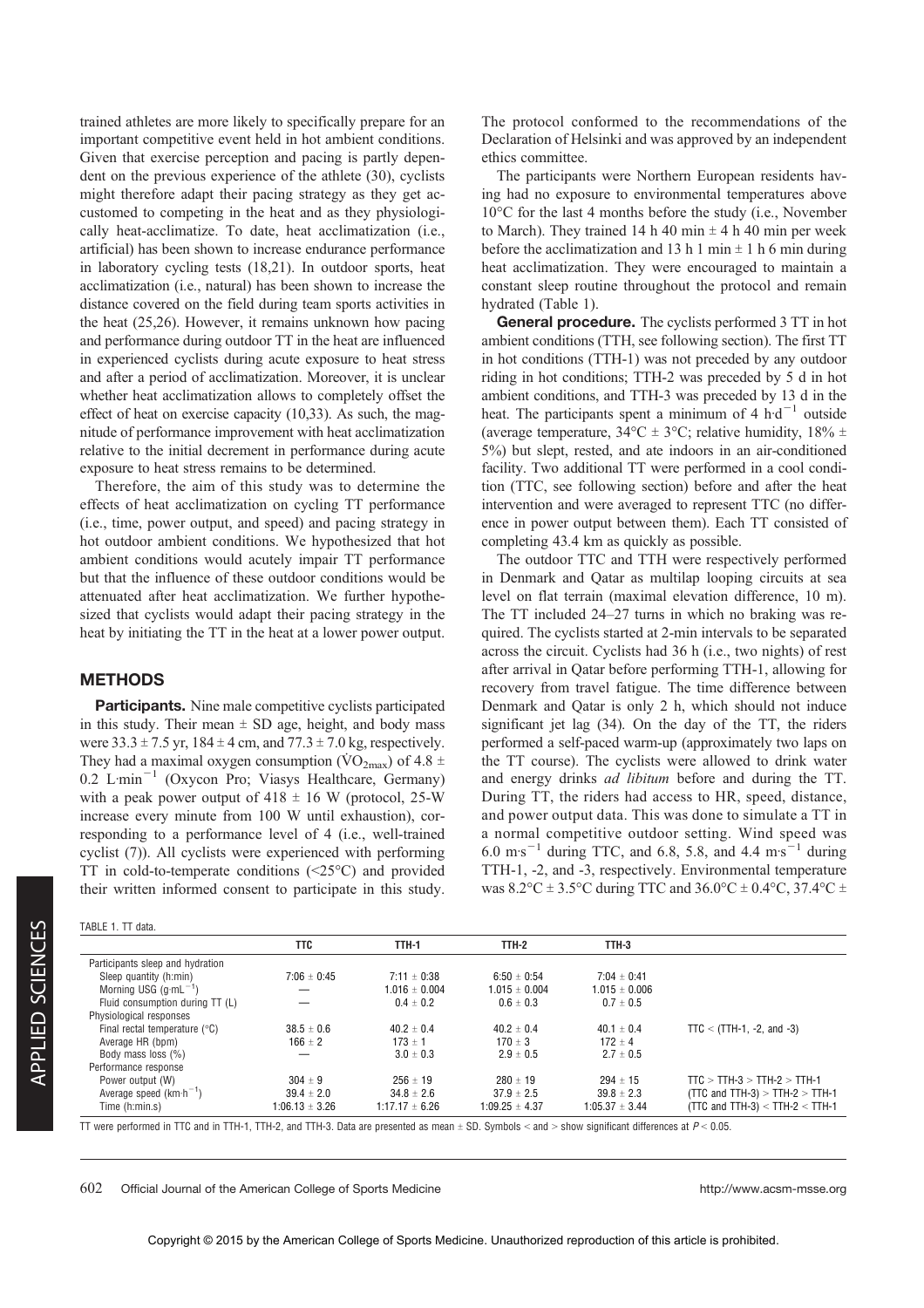trained athletes are more likely to specifically prepare for an important competitive event held in hot ambient conditions. Given that exercise perception and pacing is partly dependent on the previous experience of the athlete (30), cyclists might therefore adapt their pacing strategy as they get accustomed to competing in the heat and as they physiologically heat-acclimatize. To date, heat acclimatization (i.e., artificial) has been shown to increase endurance performance in laboratory cycling tests (18,21). In outdoor sports, heat acclimatization (i.e., natural) has been shown to increase the distance covered on the field during team sports activities in the heat (25,26). However, it remains unknown how pacing and performance during outdoor TT in the heat are influenced in experienced cyclists during acute exposure to heat stress and after a period of acclimatization. Moreover, it is unclear whether heat acclimatization allows to completely offset the effect of heat on exercise capacity (10,33). As such, the magnitude of performance improvement with heat acclimatization relative to the initial decrement in performance during acute exposure to heat stress remains to be determined.

Therefore, the aim of this study was to determine the effects of heat acclimatization on cycling TT performance (i.e., time, power output, and speed) and pacing strategy in hot outdoor ambient conditions. We hypothesized that hot ambient conditions would acutely impair TT performance but that the influence of these outdoor conditions would be attenuated after heat acclimatization. We further hypothesized that cyclists would adapt their pacing strategy in the heat by initiating the TT in the heat at a lower power output.

## METHODS

**Participants.** Nine male competitive cyclists participated in this study. Their mean ± SD age, height, and body mass were 33.3 ± 7.5 yr, 184 ± 4 cm, and 77.3 ± 7.0 kg, respectively. They had a maximal oxygen consumption ($\dot{V}O_{2max}$) of 4.8 ± 0.2 $L{\cdot}min^{-1}$ (Oxycon Pro; Viasys Healthcare, Germany) with a peak power output of 418 ± 16 W (protocol, 25-W increase every minute from 100 W until exhaustion), corresponding to a performance level of 4 (i.e., well-trained cyclist (7)). All cyclists were experienced with performing TT in cold-to-temperate conditions (<25°C) and provided their written informed consent to participate in this study. The protocol conformed to the recommendations of the Declaration of Helsinki and was approved by an independent ethics committee.

The participants were Northern European residents having had no exposure to environmental temperatures above 10°C for the last 4 months before the study (i.e., November to March). They trained 14 h 40 min ± 4 h 40 min per week before the acclimatization and 13 h 1 min ± 1 h 6 min during heat acclimatization. They were encouraged to maintain a constant sleep routine throughout the protocol and remain hydrated (Table 1).

**General procedure.** The cyclists performed 3 TT in hot ambient conditions (TTH, see following section). The first TT in hot conditions (TTH-1) was not preceded by any outdoor riding in hot conditions; TTH-2 was preceded by 5 d in hot ambient conditions, and TTH-3 was preceded by 13 d in the heat. The participants spent a minimum of 4 $h{\cdot}d^{-1}$ outside (average temperature, 34°C ± 3°C; relative humidity, 18% ± 5%) but slept, rested, and ate indoors in an air-conditioned facility. Two additional TT were performed in a cool condition (TTC, see following section) before and after the heat intervention and were averaged to represent TTC (no difference in power output between them). Each TT consisted of completing 43.4 km as quickly as possible.

The outdoor TTC and TTH were respectively performed in Denmark and Qatar as multilap looping circuits at sea level on flat terrain (maximal elevation difference, 10 m). The TT included 24–27 turns in which no braking was required. The cyclists started at 2-min intervals to be separated across the circuit. Cyclists had 36 h (i.e., two nights) of rest after arrival in Qatar before performing TTH-1, allowing for recovery from travel fatigue. The time difference between Denmark and Qatar is only 2 h, which should not induce significant jet lag (34). On the day of the TT, the riders performed a self-paced warm-up (approximately two laps on the TT course). The cyclists were allowed to drink water and energy drinks *ad libitum* before and during the TT. During TT, the riders had access to HR, speed, distance, and power output data. This was done to simulate a TT in a normal competitive outdoor setting. Wind speed was 6.0 $m{\cdot}s^{-1}$ during TTC, and 6.8, 5.8, and 4.4 $m{\cdot}s^{-1}$ during TTH-1, -2, and -3, respectively. Environmental temperature was 8.2°C ± 3.5°C during TTC and 36.0°C ± 0.4°C, 37.4°C ±

TABLE 1. TT data.

| | TTC | TTH-1 | TTH-2 | TTH-3 | |
|---|---|---|---|---|---|
| Participants sleep and hydration | | | | | |
| Sleep quantity (h:min) | 7:06 ± 0:45 | 7:11 ± 0:38 | 6:50 ± 0:54 | 7:04 ± 0:41 | |
| Morning USG ($g{\cdot}mL^{-1}$) | — | 1.016 ± 0.004 | 1.015 ± 0.004 | 1.015 ± 0.006 | |
| Fluid consumption during TT (L) | — | 0.4 ± 0.2 | 0.6 ± 0.3 | 0.7 ± 0.5 | |
| Physiological responses | | | | | |
| Final rectal temperature (°C) | 38.5 ± 0.6 | 40.2 ± 0.4 | 40.2 ± 0.4 | 40.1 ± 0.4 | TTC < (TTH-1, -2, and -3) |
| Average HR (bpm) | 166 ± 2 | 173 ± 1 | 170 ± 3 | 172 ± 4 | |
| Body mass loss (%) | — | 3.0 ± 0.3 | 2.9 ± 0.5 | 2.7 ± 0.5 | |
| Performance response | | | | | |
| Power output (W) | 304 ± 9 | 256 ± 19 | 280 ± 19 | 294 ± 15 | TTC > TTH-3 > TTH-2 > TTH-1 |
| Average speed ($km{\cdot}h^{-1}$) | 39.4 ± 2.0 | 34.8 ± 2.6 | 37.9 ± 2.5 | 39.8 ± 2.3 | (TTC and TTH-3) > TTH-2 > TTH-1 |
| Time (h:min.s) | 1:06.13 ± 3.26 | 1:17.17 ± 6.26 | 1:09.25 ± 4.37 | 1:05.37 ± 3.44 | (TTC and TTH-3) < TTH-2 < TTH-1 |

TT were performed in TTC and in TTH-1, TTH-2, and TTH-3. Data are presented as mean ± SD. Symbols < and > show significant differences at $P < 0.05$.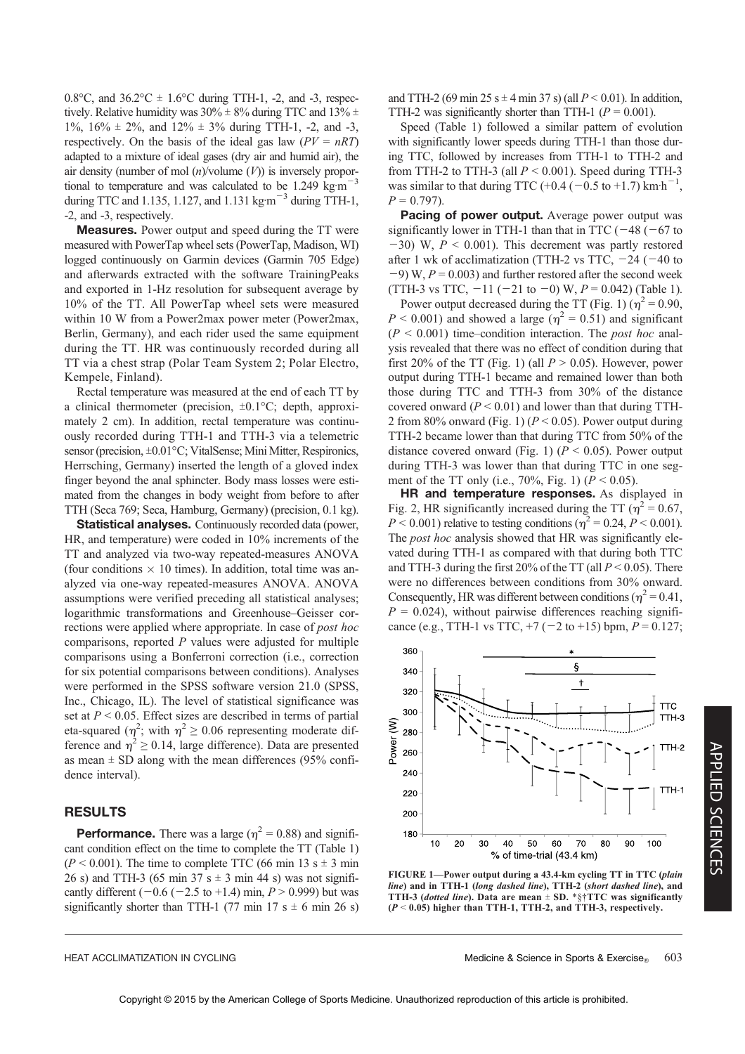0.8°C, and 36.2°C ± 1.6°C during TTH-1, -2, and -3, respectively. Relative humidity was 30% ± 8% during TTC and 13% ± 1%, 16% ± 2%, and 12% ± 3% during TTH-1, -2, and -3, respectively. On the basis of the ideal gas law ($PV = nRT$) adapted to a mixture of ideal gases (dry air and humid air), the air density (number of mol ($n$)/volume ($V$)) is inversely proportional to temperature and was calculated to be 1.249 kg·m$^{-3}$ during TTC and 1.135, 1.127, and 1.131 kg·m$^{-3}$ during TTH-1, -2, and -3, respectively.

**Measures.** Power output and speed during the TT were measured with PowerTap wheel sets (PowerTap, Madison, WI) logged continuously on Garmin devices (Garmin 705 Edge) and afterwards extracted with the software TrainingPeaks and exported in 1-Hz resolution for subsequent average by 10% of the TT. All PowerTap wheel sets were measured within 10 W from a Power2max power meter (Power2max, Berlin, Germany), and each rider used the same equipment during the TT. HR was continuously recorded during all TT via a chest strap (Polar Team System 2; Polar Electro, Kempele, Finland).

Rectal temperature was measured at the end of each TT by a clinical thermometer (precision, ±0.1°C; depth, approximately 2 cm). In addition, rectal temperature was continuously recorded during TTH-1 and TTH-3 via a telemetric sensor (precision, ±0.01°C; VitalSense; Mini Mitter, Respironics, Herrsching, Germany) inserted the length of a gloved index finger beyond the anal sphincter. Body mass losses were estimated from the changes in body weight from before to after TTH (Seca 769; Seca, Hamburg, Germany) (precision, 0.1 kg).

**Statistical analyses.** Continuously recorded data (power, HR, and temperature) were coded in 10% increments of the TT and analyzed via two-way repeated-measures ANOVA (four conditions × 10 times). In addition, total time was analyzed via one-way repeated-measures ANOVA. ANOVA assumptions were verified preceding all statistical analyses; logarithmic transformations and Greenhouse–Geisser corrections were applied where appropriate. In case of *post hoc* comparisons, reported $P$ values were adjusted for multiple comparisons using a Bonferroni correction (i.e., correction for six potential comparisons between conditions). Analyses were performed in the SPSS software version 21.0 (SPSS, Inc., Chicago, IL). The level of statistical significance was set at $P < 0.05$. Effect sizes are described in terms of partial eta-squared ($\eta^2$; with $\eta^2 \geq 0.06$ representing moderate difference and $\eta^2 \geq 0.14$, large difference). Data are presented as mean ± SD along with the mean differences (95% confidence interval).

## RESULTS

**Performance.** There was a large ($\eta^2 = 0.88$) and significant condition effect on the time to complete the TT (Table 1) ($P < 0.001$). The time to complete TTC (66 min 13 s ± 3 min 26 s) and TTH-3 (65 min 37 s ± 3 min 44 s) was not significantly different (−0.6 (−2.5 to +1.4) min, $P > 0.999$) but was significantly shorter than TTH-1 (77 min 17 s ± 6 min 26 s) and TTH-2 (69 min 25 s ± 4 min 37 s) (all $P < 0.01$). In addition, TTH-2 was significantly shorter than TTH-1 ($P = 0.001$).

Speed (Table 1) followed a similar pattern of evolution with significantly lower speeds during TTH-1 than those during TTC, followed by increases from TTH-1 to TTH-2 and from TTH-2 to TTH-3 (all $P < 0.001$). Speed during TTH-3 was similar to that during TTC (+0.4 (−0.5 to +1.7) km·h$^{-1}$, $P = 0.797$).

**Pacing of power output.** Average power output was significantly lower in TTH-1 than that in TTC (−48 (−67 to −30) W, $P < 0.001$). This decrement was partly restored after 1 wk of acclimatization (TTH-2 vs TTC, −24 (−40 to −9) W, $P = 0.003$) and further restored after the second week (TTH-3 vs TTC, −11 (−21 to −0) W, $P = 0.042$) (Table 1).

Power output decreased during the TT (Fig. 1) ($\eta^2 = 0.90$, $P < 0.001$) and showed a large ($\eta^2 = 0.51$) and significant ($P < 0.001$) time–condition interaction. The *post hoc* analysis revealed that there was no effect of condition during that first 20% of the TT (Fig. 1) (all $P > 0.05$). However, power output during TTH-1 became and remained lower than both those during TTC and TTH-3 from 30% of the distance covered onward ($P < 0.01$) and lower than that during TTH-2 from 80% onward (Fig. 1) ($P < 0.05$). Power output during TTH-2 became lower than that during TTC from 50% of the distance covered onward (Fig. 1) ($P < 0.05$). Power output during TTH-3 was lower than that during TTC in one segment of the TT only (i.e., 70%, Fig. 1) ($P < 0.05$).

**HR and temperature responses.** As displayed in Fig. 2, HR significantly increased during the TT ($\eta^2 = 0.67$, $P < 0.001$) relative to testing conditions ($\eta^2 = 0.24$, $P < 0.001$). The *post hoc* analysis showed that HR was significantly elevated during TTH-1 as compared with that during both TTC and TTH-3 during the first 20% of the TT (all $P < 0.05$). There were no differences between conditions from 30% onward. Consequently, HR was different between conditions ($\eta^2 = 0.41$, $P = 0.024$), without pairwise differences reaching significance (e.g., TTH-1 vs TTC, +7 (−2 to +15) bpm, $P = 0.127$;

FIGURE 1—Power output during a 43.4-km cycling TT in TTC (*plain line*) and in TTH-1 (*long dashed line*), TTH-2 (*short dashed line*), and TTH-3 (*dotted line*). Data are mean ± SD. *§†TTC was significantly ($P < 0.05$) higher than TTH-1, TTH-2, and TTH-3, respectively.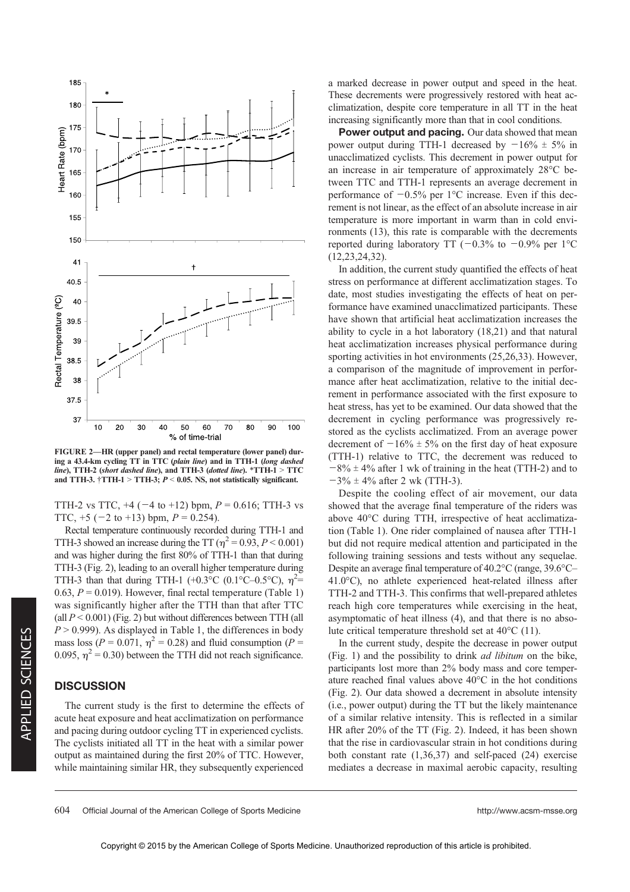FIGURE 2—HR (upper panel) and rectal temperature (lower panel) during a 43.4-km cycling TT in TTC (*plain line*) and in TTH-1 (*long dashed line*), TTH-2 (*short dashed line*), and TTH-3 (*dotted line*). *TTH-1 > TTC and TTH-3. †TTH-1 > TTH-3; $P < 0.05$. NS, not statistically significant.

TTH-2 vs TTC, +4 (−4 to +12) bpm, $P = 0.616$; TTH-3 vs TTC, +5 (−2 to +13) bpm, $P = 0.254$).

Rectal temperature continuously recorded during TTH-1 and TTH-3 showed an increase during the TT ($\eta^2 = 0.93$, $P < 0.001$) and was higher during the first 80% of TTH-1 than that during TTH-3 (Fig. 2), leading to an overall higher temperature during TTH-3 than that during TTH-1 (+0.3°C (0.1°C–0.5°C), $\eta^2 = 0.63$, $P = 0.019$). However, final rectal temperature (Table 1) was significantly higher after the TTH than that after TTC (all $P < 0.001$) (Fig. 2) but without differences between TTH (all $P > 0.999$). As displayed in Table 1, the differences in body mass loss ($P = 0.071$, $\eta^2 = 0.28$) and fluid consumption ($P = 0.095$, $\eta^2 = 0.30$) between the TTH did not reach significance.

## DISCUSSION

The current study is the first to determine the effects of acute heat exposure and heat acclimatization on performance and pacing during outdoor cycling TT in experienced cyclists. The cyclists initiated all TT in the heat with a similar power output as maintained during the first 20% of TTC. However, while maintaining similar HR, they subsequently experienced a marked decrease in power output and speed in the heat. These decrements were progressively restored with heat acclimatization, despite core temperature in all TT in the heat increasing significantly more than that in cool conditions.

**Power output and pacing.** Our data showed that mean power output during TTH-1 decreased by −16% ± 5% in unacclimatized cyclists. This decrement in power output for an increase in air temperature of approximately 28°C between TTC and TTH-1 represents an average decrement in performance of −0.5% per 1°C increase. Even if this decrement is not linear, as the effect of an absolute increase in air temperature is more important in warm than in cold environments (13), this rate is comparable with the decrements reported during laboratory TT (−0.3% to −0.9% per 1°C (12,23,24,32).

In addition, the current study quantified the effects of heat stress on performance at different acclimatization stages. To date, most studies investigating the effects of heat on performance have examined unacclimatized participants. These have shown that artificial heat acclimatization increases the ability to cycle in a hot laboratory (18,21) and that natural heat acclimatization increases physical performance during sporting activities in hot environments (25,26,33). However, a comparison of the magnitude of improvement in performance after heat acclimatization, relative to the initial decrement in performance associated with the first exposure to heat stress, has yet to be examined. Our data showed that the decrement in cycling performance was progressively restored as the cyclists acclimatized. From an average power decrement of −16% ± 5% on the first day of heat exposure (TTH-1) relative to TTC, the decrement was reduced to −8% ± 4% after 1 wk of training in the heat (TTH-2) and to −3% ± 4% after 2 wk (TTH-3).

Despite the cooling effect of air movement, our data showed that the average final temperature of the riders was above 40°C during TTH, irrespective of heat acclimatization (Table 1). One rider complained of nausea after TTH-1 but did not require medical attention and participated in the following training sessions and tests without any sequelae. Despite an average final temperature of 40.2°C (range, 39.6°C–41.0°C), no athlete experienced heat-related illness after TTH-2 and TTH-3. This confirms that well-prepared athletes reach high core temperatures while exercising in the heat, asymptomatic of heat illness (4), and that there is no absolute critical temperature threshold set at 40°C (11).

In the current study, despite the decrease in power output (Fig. 1) and the possibility to drink *ad libitum* on the bike, participants lost more than 2% body mass and core temperature reached final values above 40°C in the hot conditions (Fig. 2). Our data showed a decrement in absolute intensity (i.e., power output) during the TT but the likely maintenance of a similar relative intensity. This is reflected in a similar HR after 20% of the TT (Fig. 2). Indeed, it has been shown that the rise in cardiovascular strain in hot conditions during both constant rate (1,36,37) and self-paced (24) exercise mediates a decrease in maximal aerobic capacity, resulting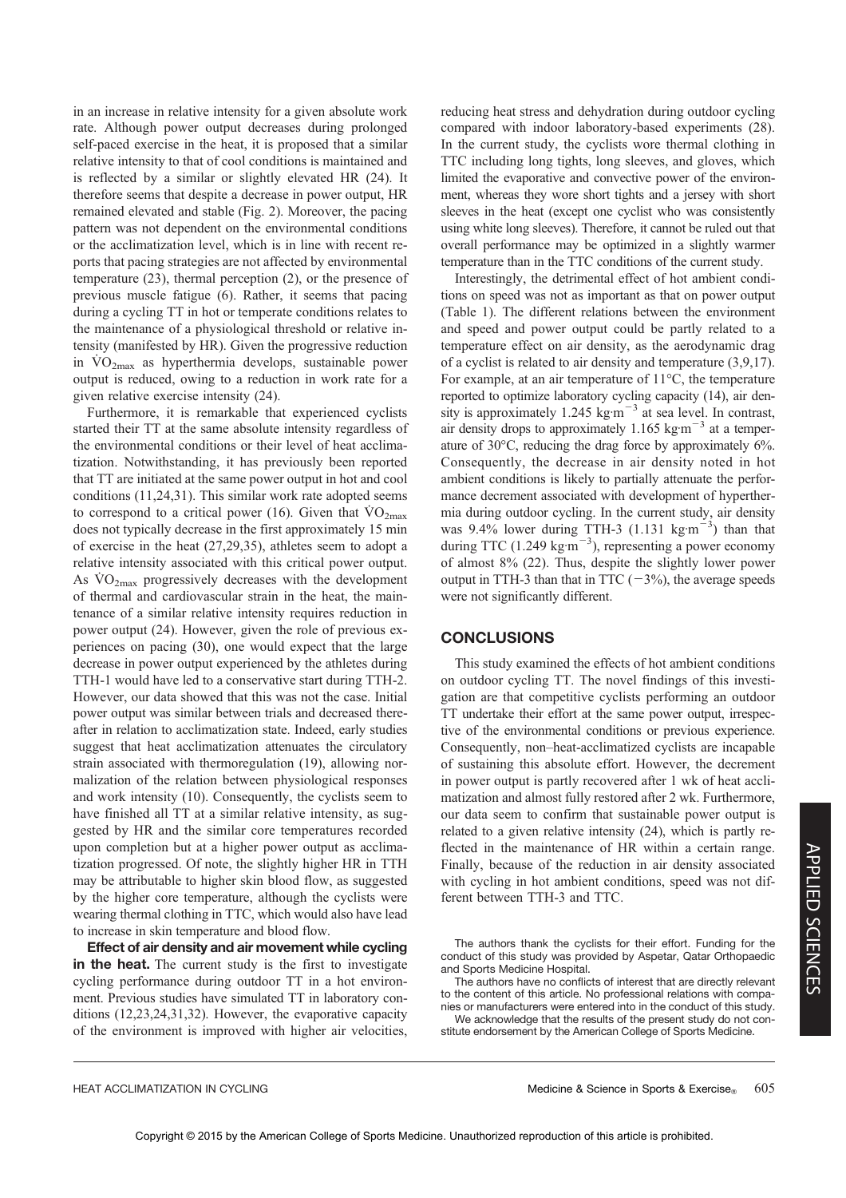in an increase in relative intensity for a given absolute work rate. Although power output decreases during prolonged self-paced exercise in the heat, it is proposed that a similar relative intensity to that of cool conditions is maintained and is reflected by a similar or slightly elevated HR (24). It therefore seems that despite a decrease in power output, HR remained elevated and stable (Fig. 2). Moreover, the pacing pattern was not dependent on the environmental conditions or the acclimatization level, which is in line with recent reports that pacing strategies are not affected by environmental temperature (23), thermal perception (2), or the presence of previous muscle fatigue (6). Rather, it seems that pacing during a cycling TT in hot or temperate conditions relates to the maintenance of a physiological threshold or relative intensity (manifested by HR). Given the progressive reduction in $\dot{V}O_{2max}$ as hyperthermia develops, sustainable power output is reduced, owing to a reduction in work rate for a given relative exercise intensity (24).

Furthermore, it is remarkable that experienced cyclists started their TT at the same absolute intensity regardless of the environmental conditions or their level of heat acclimatization. Notwithstanding, it has previously been reported that TT are initiated at the same power output in hot and cool conditions (11,24,31). This similar work rate adopted seems to correspond to a critical power (16). Given that $\dot{V}O_{2max}$ does not typically decrease in the first approximately 15 min of exercise in the heat (27,29,35), athletes seem to adopt a relative intensity associated with this critical power output. As $\dot{V}O_{2max}$ progressively decreases with the development of thermal and cardiovascular strain in the heat, the maintenance of a similar relative intensity requires reduction in power output (24). However, given the role of previous experiences on pacing (30), one would expect that the large decrease in power output experienced by the athletes during TTH-1 would have led to a conservative start during TTH-2. However, our data showed that this was not the case. Initial power output was similar between trials and decreased thereafter in relation to acclimatization state. Indeed, early studies suggest that heat acclimatization attenuates the circulatory strain associated with thermoregulation (19), allowing normalization of the relation between physiological responses and work intensity (10). Consequently, the cyclists seem to have finished all TT at a similar relative intensity, as suggested by HR and the similar core temperatures recorded upon completion but at a higher power output as acclimatization progressed. Of note, the slightly higher HR in TTH may be attributable to higher skin blood flow, as suggested by the higher core temperature, although the cyclists were wearing thermal clothing in TTC, which would also have lead to increase in skin temperature and blood flow.

**Effect of air density and air movement while cycling in the heat.** The current study is the first to investigate cycling performance during outdoor TT in a hot environment. Previous studies have simulated TT in laboratory conditions (12,23,24,31,32). However, the evaporative capacity of the environment is improved with higher air velocities, reducing heat stress and dehydration during outdoor cycling compared with indoor laboratory-based experiments (28). In the current study, the cyclists wore thermal clothing in TTC including long tights, long sleeves, and gloves, which limited the evaporative and convective power of the environment, whereas they wore short tights and a jersey with short sleeves in the heat (except one cyclist who was consistently using white long sleeves). Therefore, it cannot be ruled out that overall performance may be optimized in a slightly warmer temperature than in the TTC conditions of the current study.

Interestingly, the detrimental effect of hot ambient conditions on speed was not as important as that on power output (Table 1). The different relations between the environment and speed and power output could be partly related to a temperature effect on air density, as the aerodynamic drag of a cyclist is related to air density and temperature (3,9,17). For example, at an air temperature of 11°C, the temperature reported to optimize laboratory cycling capacity (14), air density is approximately 1.245 $kg{\cdot}m^{-3}$ at sea level. In contrast, air density drops to approximately 1.165 $kg{\cdot}m^{-3}$ at a temperature of 30°C, reducing the drag force by approximately 6%. Consequently, the decrease in air density noted in hot ambient conditions is likely to partially attenuate the performance decrement associated with development of hyperthermia during outdoor cycling. In the current study, air density was 9.4% lower during TTH-3 (1.131 $kg{\cdot}m^{-3}$) than that during TTC (1.249 $kg{\cdot}m^{-3}$), representing a power economy of almost 8% (22). Thus, despite the slightly lower power output in TTH-3 than that in TTC (−3%), the average speeds were not significantly different.

## CONCLUSIONS

This study examined the effects of hot ambient conditions on outdoor cycling TT. The novel findings of this investigation are that competitive cyclists performing an outdoor TT undertake their effort at the same power output, irrespective of the environmental conditions or previous experience. Consequently, non–heat-acclimatized cyclists are incapable of sustaining this absolute effort. However, the decrement in power output is partly recovered after 1 wk of heat acclimatization and almost fully restored after 2 wk. Furthermore, our data seem to confirm that sustainable power output is related to a given relative intensity (24), which is partly reflected in the maintenance of HR within a certain range. Finally, because of the reduction in air density associated with cycling in hot ambient conditions, speed was not different between TTH-3 and TTC.

The authors thank the cyclists for their effort. Funding for the conduct of this study was provided by Aspetar, Qatar Orthopaedic and Sports Medicine Hospital.

The authors have no conflicts of interest that are directly relevant to the content of this article. No professional relations with companies or manufacturers were entered into in the conduct of this study.

We acknowledge that the results of the present study do not constitute endorsement by the American College of Sports Medicine.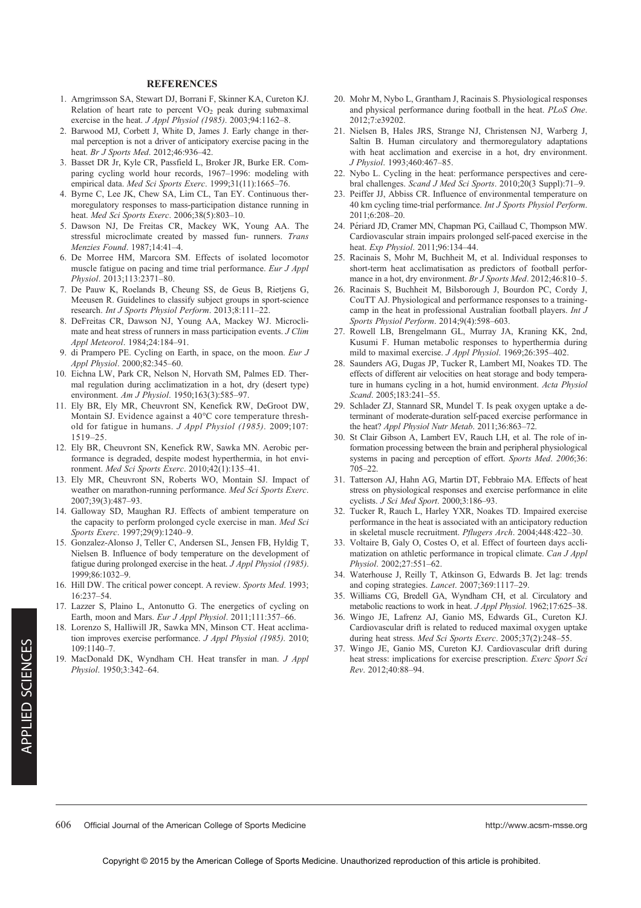## REFERENCES

1. Arngrimsson SA, Stewart DJ, Borrani F, Skinner KA, Cureton KJ. Relation of heart rate to percent $VO_2$ peak during submaximal exercise in the heat. *J Appl Physiol (1985)*. 2003;94:1162–8.
2. Barwood MJ, Corbett J, White D, James J. Early change in thermal perception is not a driver of anticipatory exercise pacing in the heat. *Br J Sports Med*. 2012;46:936–42.
3. Basset DR Jr, Kyle CR, Passfield L, Broker JR, Burke ER. Comparing cycling world hour records, 1967–1996: modeling with empirical data. *Med Sci Sports Exerc*. 1999;31(11):1665–76.
4. Byrne C, Lee JK, Chew SA, Lim CL, Tan EY. Continuous thermoregulatory responses to mass-participation distance running in heat. *Med Sci Sports Exerc*. 2006;38(5):803–10.
5. Dawson NJ, De Freitas CR, Mackey WK, Young AA. The stressful microclimate created by massed fun- runners. *Trans Menzies Found*. 1987;14:41–4.
6. De Morree HM, Marcora SM. Effects of isolated locomotor muscle fatigue on pacing and time trial performance. *Eur J Appl Physiol*. 2013;113:2371–80.
7. De Pauw K, Roelands B, Cheung SS, de Geus B, Rietjens G, Meeusen R. Guidelines to classify subject groups in sport-science research. *Int J Sports Physiol Perform*. 2013;8:111–22.
8. DeFreitas CR, Dawson NJ, Young AA, Mackey WJ. Microclimate and heat stress of runners in mass participation events. *J Clim Appl Meteorol*. 1984;24:184–91.
9. di Prampero PE. Cycling on Earth, in space, on the moon. *Eur J Appl Physiol*. 2000;82:345–60.
10. Eichna LW, Park CR, Nelson N, Horvath SM, Palmes ED. Thermal regulation during acclimatization in a hot, dry (desert type) environment. *Am J Physiol*. 1950;163(3):585–97.
11. Ely BR, Ely MR, Cheuvront SN, Kenefick RW, DeGroot DW, Montain SJ. Evidence against a 40°C core temperature threshold for fatigue in humans. *J Appl Physiol (1985)*. 2009;107: 1519–25.
12. Ely BR, Cheuvront SN, Kenefick RW, Sawka MN. Aerobic performance is degraded, despite modest hyperthermia, in hot environment. *Med Sci Sports Exerc*. 2010;42(1):135–41.
13. Ely MR, Cheuvront SN, Roberts WO, Montain SJ. Impact of weather on marathon-running performance. *Med Sci Sports Exerc*. 2007;39(3):487–93.
14. Galloway SD, Maughan RJ. Effects of ambient temperature on the capacity to perform prolonged cycle exercise in man. *Med Sci Sports Exerc*. 1997;29(9):1240–9.
15. Gonzalez-Alonso J, Teller C, Andersen SL, Jensen FB, Hyldig T, Nielsen B. Influence of body temperature on the development of fatigue during prolonged exercise in the heat. *J Appl Physiol (1985)*. 1999;86:1032–9.
16. Hill DW. The critical power concept. A review. *Sports Med*. 1993; 16:237–54.
17. Lazzer S, Plaino L, Antonutto G. The energetics of cycling on Earth, moon and Mars. *Eur J Appl Physiol*. 2011;111:357–66.
18. Lorenzo S, Halliwill JR, Sawka MN, Minson CT. Heat acclimation improves exercise performance. *J Appl Physiol (1985)*. 2010; 109:1140–7.
19. MacDonald DK, Wyndham CH. Heat transfer in man. *J Appl Physiol*. 1950;3:342–64.
20. Mohr M, Nybo L, Grantham J, Racinais S. Physiological responses and physical performance during football in the heat. *PLoS One*. 2012;7:e39202.
21. Nielsen B, Hales JRS, Strange NJ, Christensen NJ, Warberg J, Saltin B. Human circulatory and thermoregulatory adaptations with heat acclimation and exercise in a hot, dry environment. *J Physiol*. 1993;460:467–85.
22. Nybo L. Cycling in the heat: performance perspectives and cerebral challenges. *Scand J Med Sci Sports*. 2010;20(3 Suppl):71–9.
23. Peiffer JJ, Abbiss CR. Influence of environmental temperature on 40 km cycling time-trial performance. *Int J Sports Physiol Perform*. 2011;6:208–20.
24. Périard JD, Cramer MN, Chapman PG, Caillaud C, Thompson MW. Cardiovascular strain impairs prolonged self-paced exercise in the heat. *Exp Physiol*. 2011;96:134–44.
25. Racinais S, Mohr M, Buchheit M, et al. Individual responses to short-term heat acclimatisation as predictors of football performance in a hot, dry environment. *Br J Sports Med*. 2012;46:810–5.
26. Racinais S, Buchheit M, Bilsborough J, Bourdon PC, Cordy J, CouTT AJ. Physiological and performance responses to a training-camp in the heat in professional Australian football players. *Int J Sports Physiol Perform*. 2014;9(4):598–603.
27. Rowell LB, Brengelmann GL, Murray JA, Kraning KK, 2nd, Kusumi F. Human metabolic responses to hyperthermia during mild to maximal exercise. *J Appl Physiol*. 1969;26:395–402.
28. Saunders AG, Dugas JP, Tucker R, Lambert MI, Noakes TD. The effects of different air velocities on heat storage and body temperature in humans cycling in a hot, humid environment. *Acta Physiol Scand*. 2005;183:241–55.
29. Schlader ZJ, Stannard SR, Mundel T. Is peak oxygen uptake a determinant of moderate-duration self-paced exercise performance in the heat? *Appl Physiol Nutr Metab*. 2011;36:863–72.
30. St Clair Gibson A, Lambert EV, Rauch LH, et al. The role of information processing between the brain and peripheral physiological systems in pacing and perception of effort. *Sports Med*. *2006*;36: 705–22.
31. Tatterson AJ, Hahn AG, Martin DT, Febbraio MA. Effects of heat stress on physiological responses and exercise performance in elite cyclists. *J Sci Med Sport*. 2000;3:186–93.
32. Tucker R, Rauch L, Harley YXR, Noakes TD. Impaired exercise performance in the heat is associated with an anticipatory reduction in skeletal muscle recruitment. *Pflugers Arch*. 2004;448:422–30.
33. Voltaire B, Galy O, Costes O, et al. Effect of fourteen days acclimatization on athletic performance in tropical climate. *Can J Appl Physiol*. 2002;27:551–62.
34. Waterhouse J, Reilly T, Atkinson G, Edwards B. Jet lag: trends and coping strategies. *Lancet*. 2007;369:1117–29.
35. Williams CG, Bredell GA, Wyndham CH, et al. Circulatory and metabolic reactions to work in heat. *J Appl Physiol*. 1962;17:625–38.
36. Wingo JE, Lafrenz AJ, Ganio MS, Edwards GL, Cureton KJ. Cardiovascular drift is related to reduced maximal oxygen uptake during heat stress. *Med Sci Sports Exerc*. 2005;37(2):248–55.
37. Wingo JE, Ganio MS, Cureton KJ. Cardiovascular drift during heat stress: implications for exercise prescription. *Exerc Sport Sci Rev*. 2012;40:88–94.